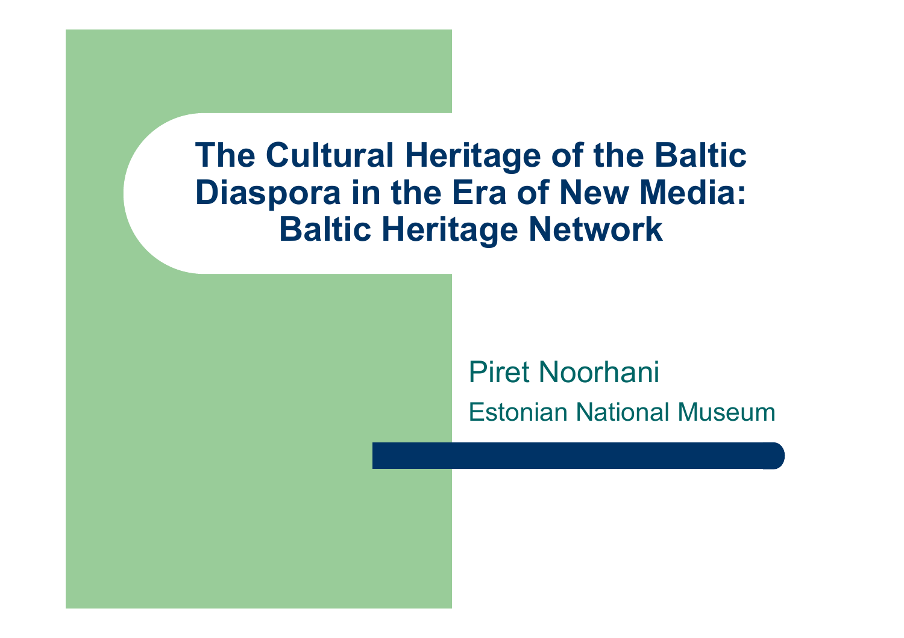# The Cultural Heritage of the Baltic Diaspora in the Era of New Media: Baltic Heritage Network

Piret Noorhani

Estonian National Museum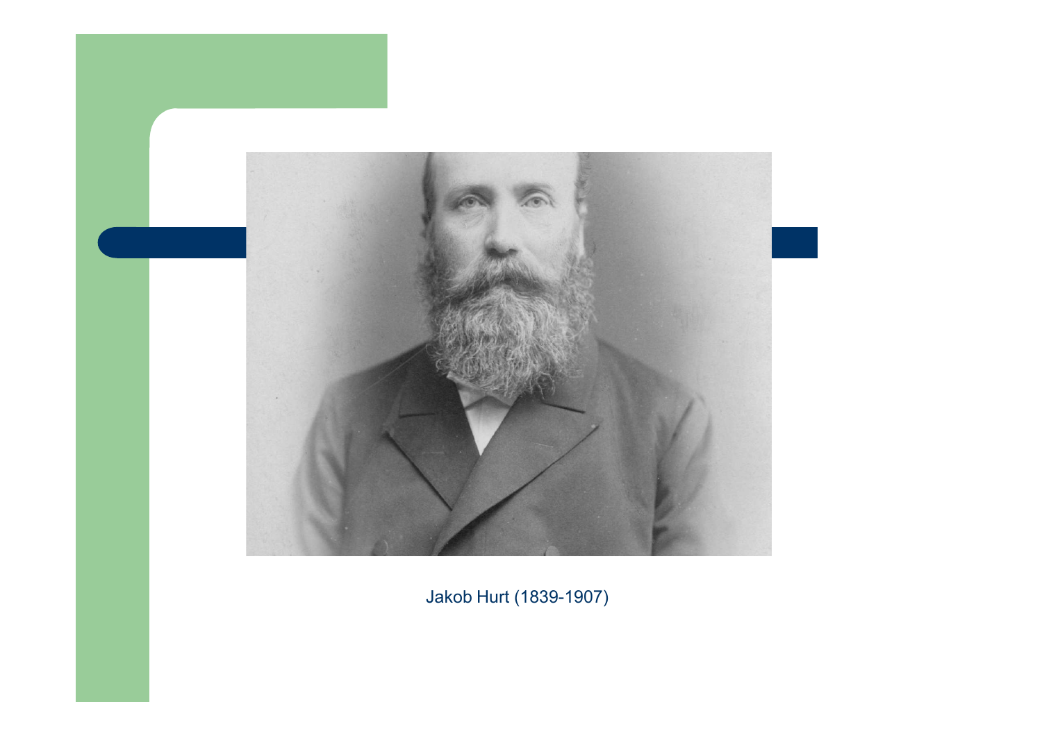Jakob Hurt (1839-1907)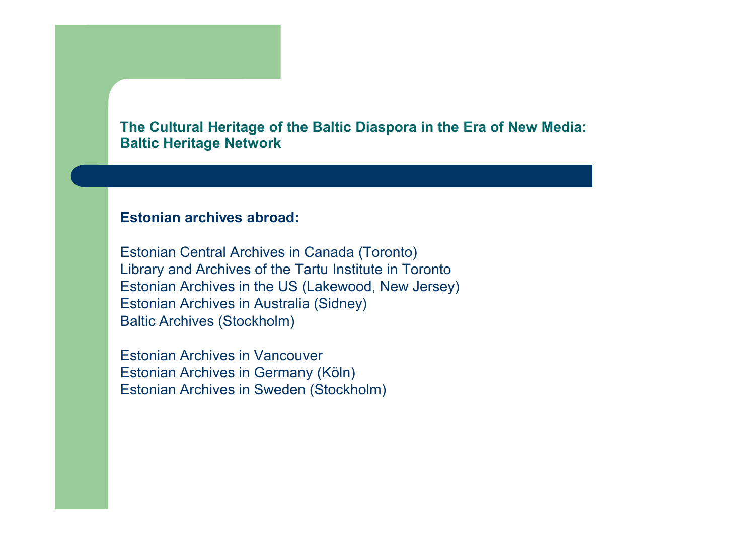## The Cultural Heritage of the Baltic Diaspora in the Era of New Media: Baltic Heritage Network

**Estonian archives abroad:**

Estonian Central Archives in Canada (Toronto)
Library and Archives of the Tartu Institute in Toronto
Estonian Archives in the US (Lakewood, New Jersey)
Estonian Archives in Australia (Sidney)
Baltic Archives (Stockholm)

Estonian Archives in Vancouver
Estonian Archives in Germany (Köln)
Estonian Archives in Sweden (Stockholm)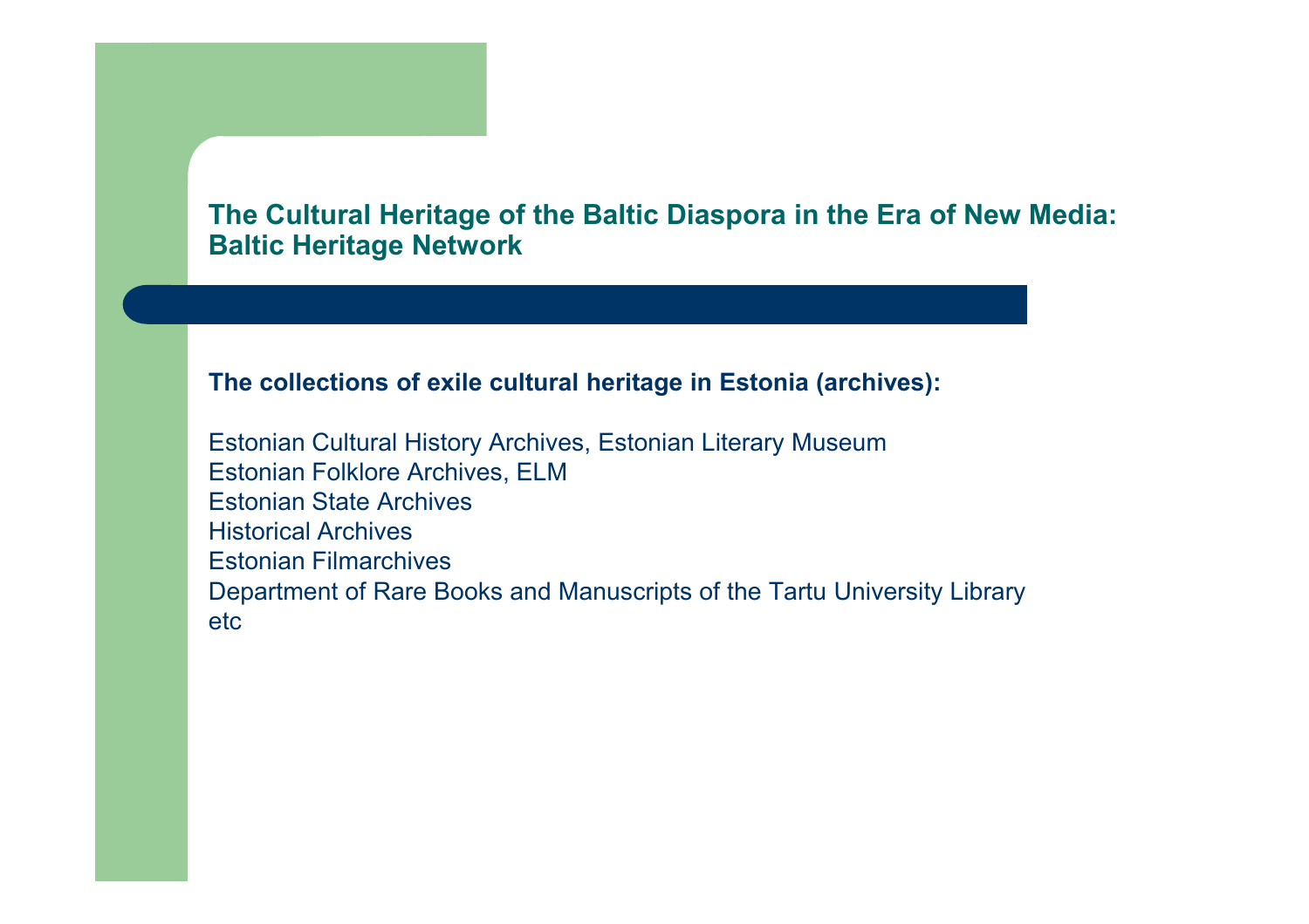## The Cultural Heritage of the Baltic Diaspora in the Era of New Media: Baltic Heritage Network

**The collections of exile cultural heritage in Estonia (archives):**

Estonian Cultural History Archives, Estonian Literary Museum
Estonian Folklore Archives, ELM
Estonian State Archives
Historical Archives
Estonian Filmarchives
Department of Rare Books and Manuscripts of the Tartu University Library
etc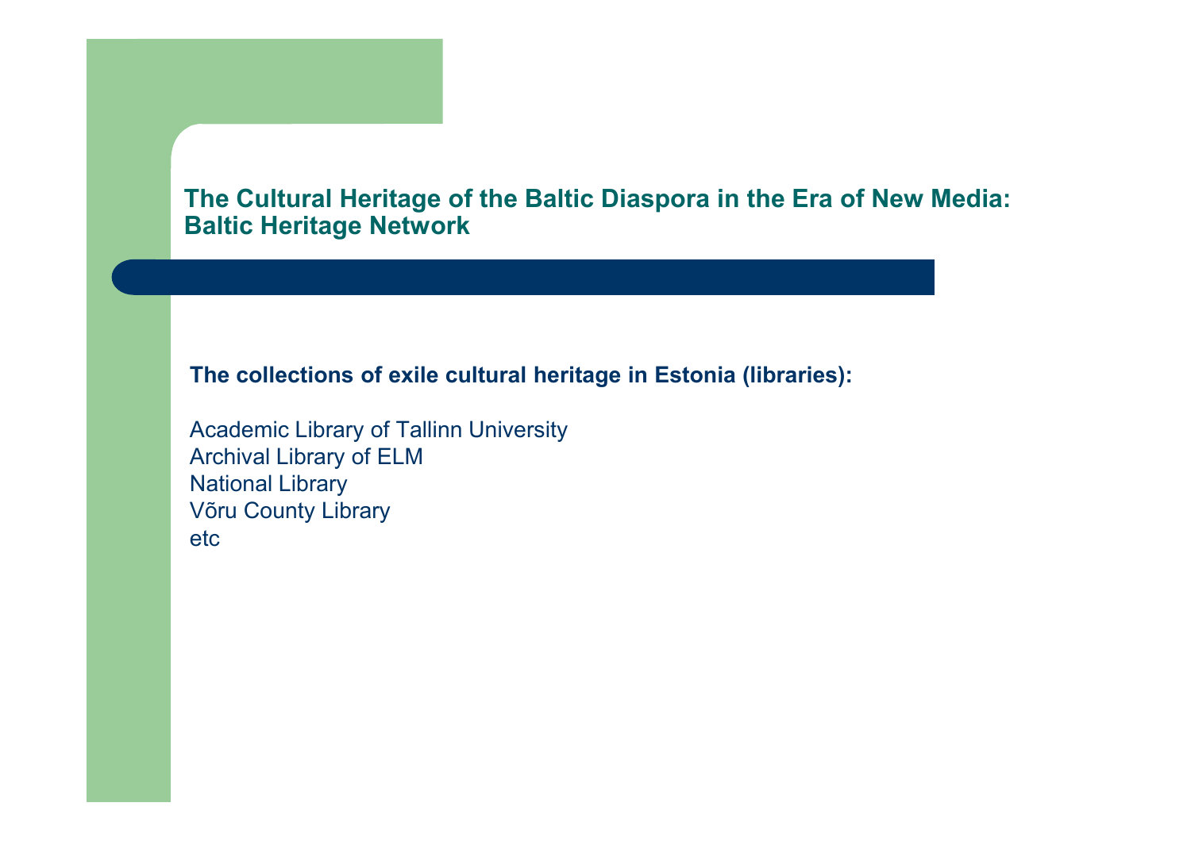## The Cultural Heritage of the Baltic Diaspora in the Era of New Media: Baltic Heritage Network

**The collections of exile cultural heritage in Estonia (libraries):**

Academic Library of Tallinn University
Archival Library of ELM
National Library
Võru County Library
etc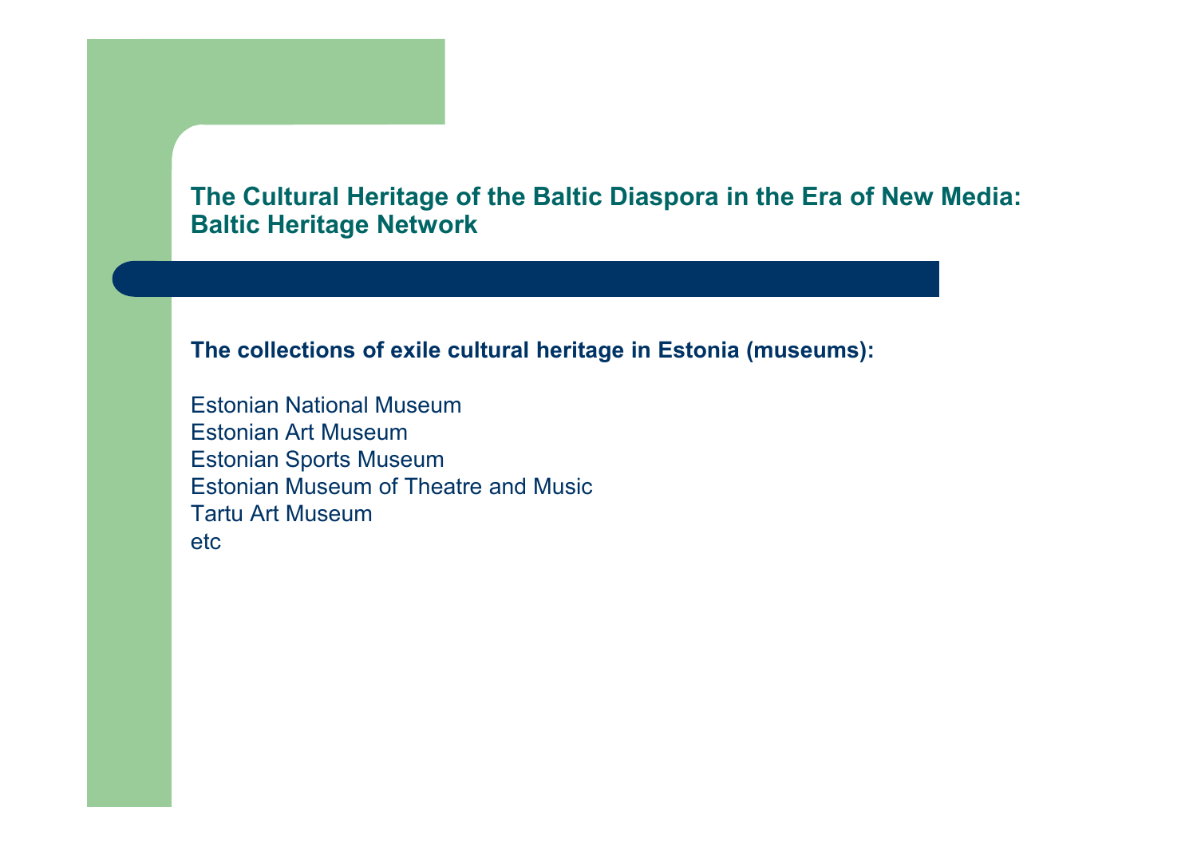## The Cultural Heritage of the Baltic Diaspora in the Era of New Media: Baltic Heritage Network

**The collections of exile cultural heritage in Estonia (museums):**

Estonian National Museum
Estonian Art Museum
Estonian Sports Museum
Estonian Museum of Theatre and Music
Tartu Art Museum
etc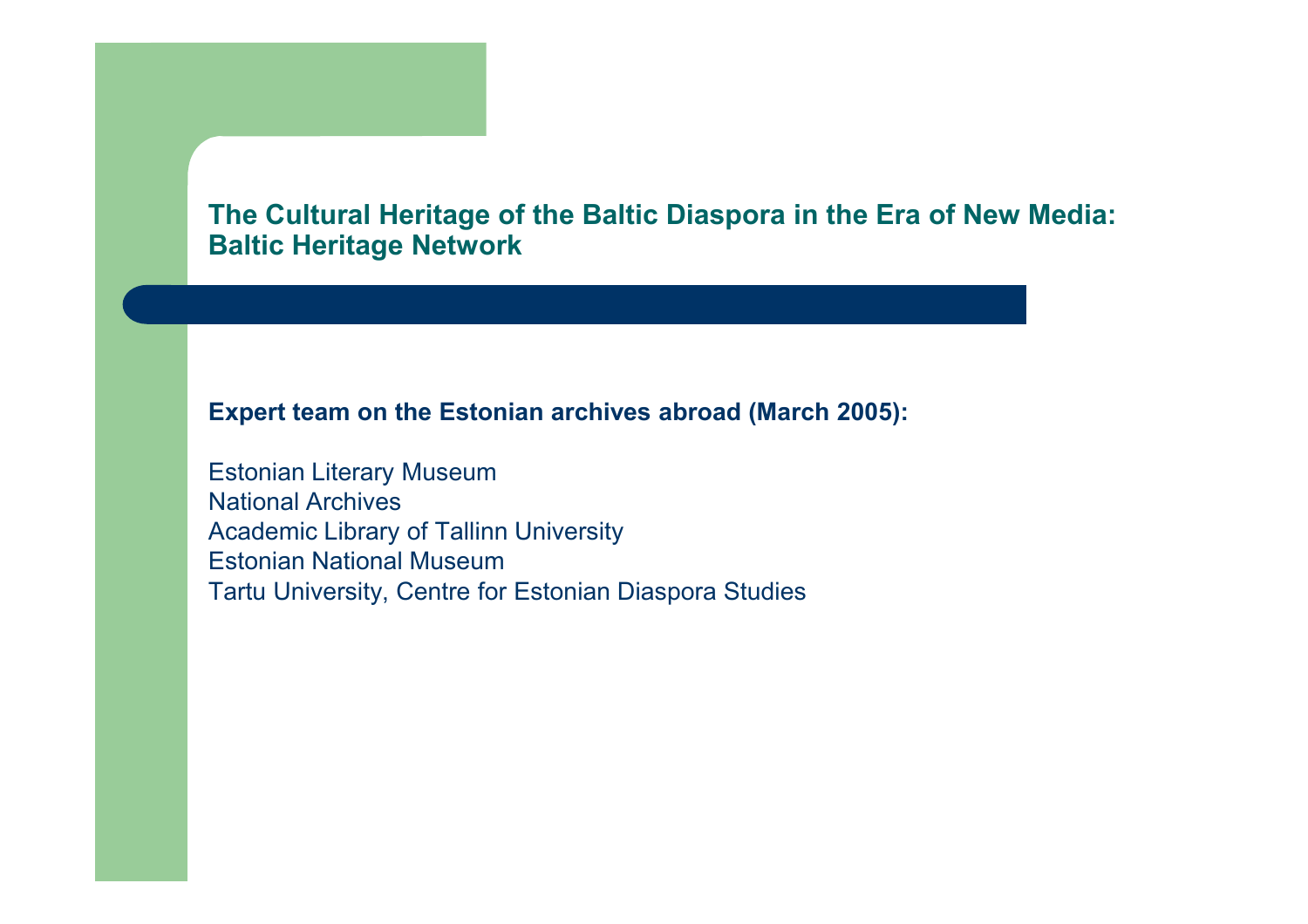## The Cultural Heritage of the Baltic Diaspora in the Era of New Media: Baltic Heritage Network

**Expert team on the Estonian archives abroad (March 2005):**

Estonian Literary Museum
National Archives
Academic Library of Tallinn University
Estonian National Museum
Tartu University, Centre for Estonian Diaspora Studies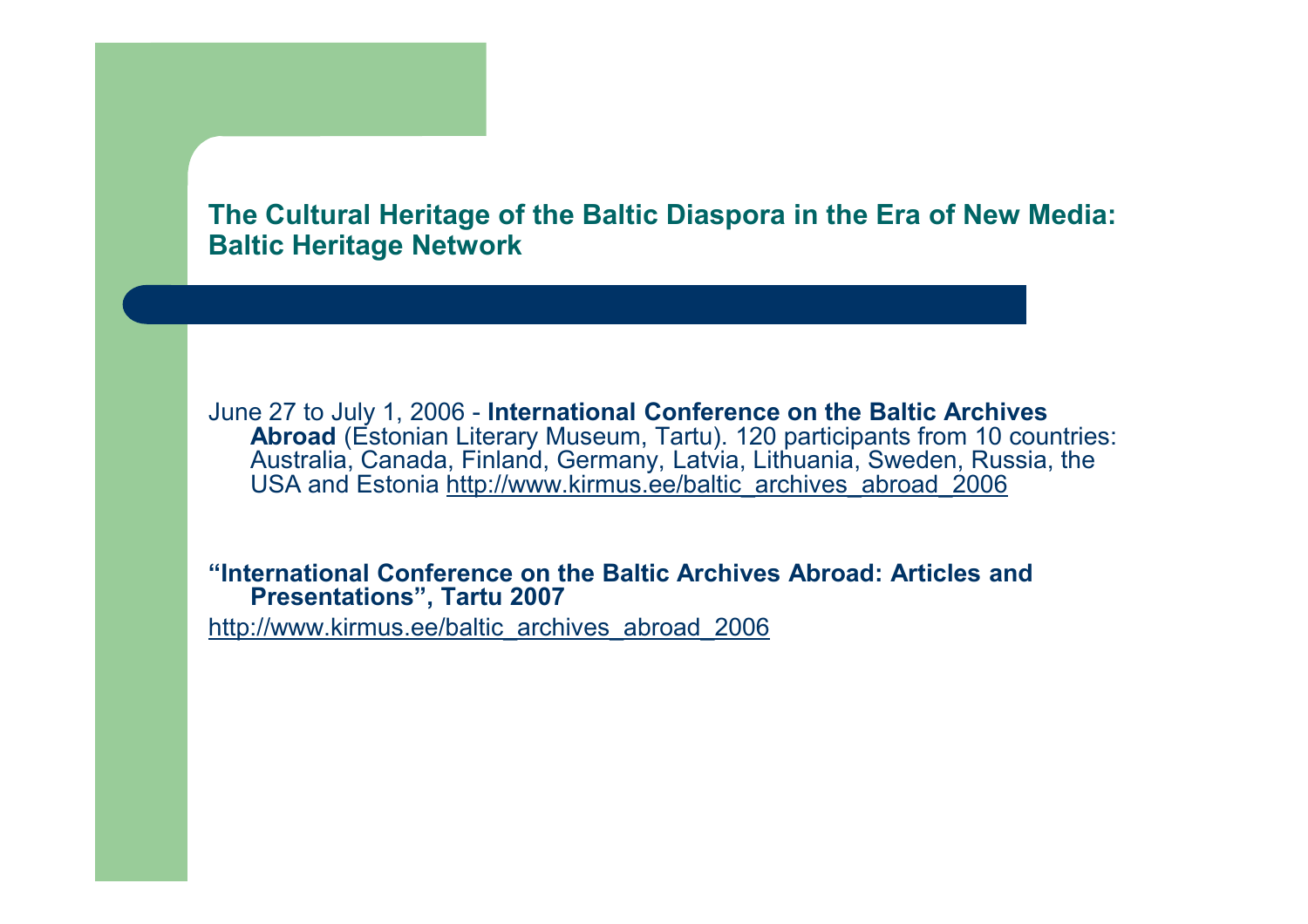## The Cultural Heritage of the Baltic Diaspora in the Era of New Media: Baltic Heritage Network

June 27 to July 1, 2006 - **International Conference on the Baltic Archives Abroad** (Estonian Literary Museum, Tartu). 120 participants from 10 countries: Australia, Canada, Finland, Germany, Latvia, Lithuania, Sweden, Russia, the USA and Estonia http://www.kirmus.ee/baltic_archives_abroad_2006

**"International Conference on the Baltic Archives Abroad: Articles and Presentations", Tartu 2007**

http://www.kirmus.ee/baltic_archives_abroad_2006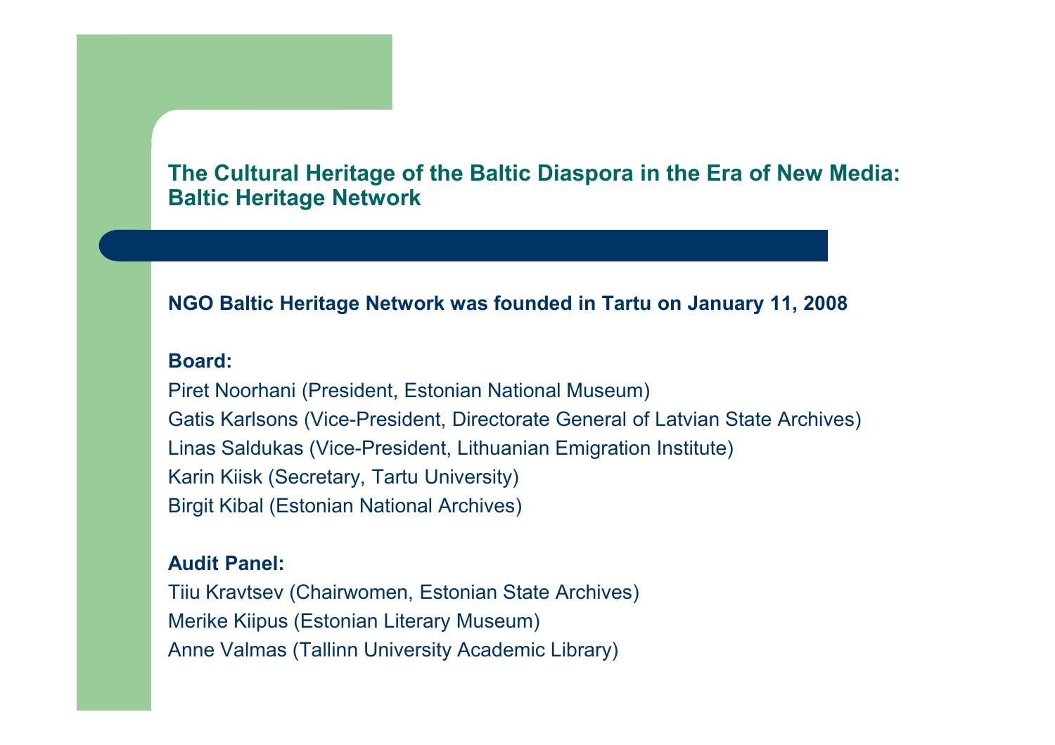## The Cultural Heritage of the Baltic Diaspora in the Era of New Media: Baltic Heritage Network

**NGO Baltic Heritage Network was founded in Tartu on January 11, 2008**

**Board:**

Piret Noorhani (President, Estonian National Museum)
Gatis Karlsons (Vice-President, Directorate General of Latvian State Archives)
Linas Saldukas (Vice-President, Lithuanian Emigration Institute)
Karin Kiisk (Secretary, Tartu University)
Birgit Kibal (Estonian National Archives)

**Audit Panel:**

Tiiu Kravtsev (Chairwomen, Estonian State Archives)
Merike Kiipus (Estonian Literary Museum)
Anne Valmas (Tallinn University Academic Library)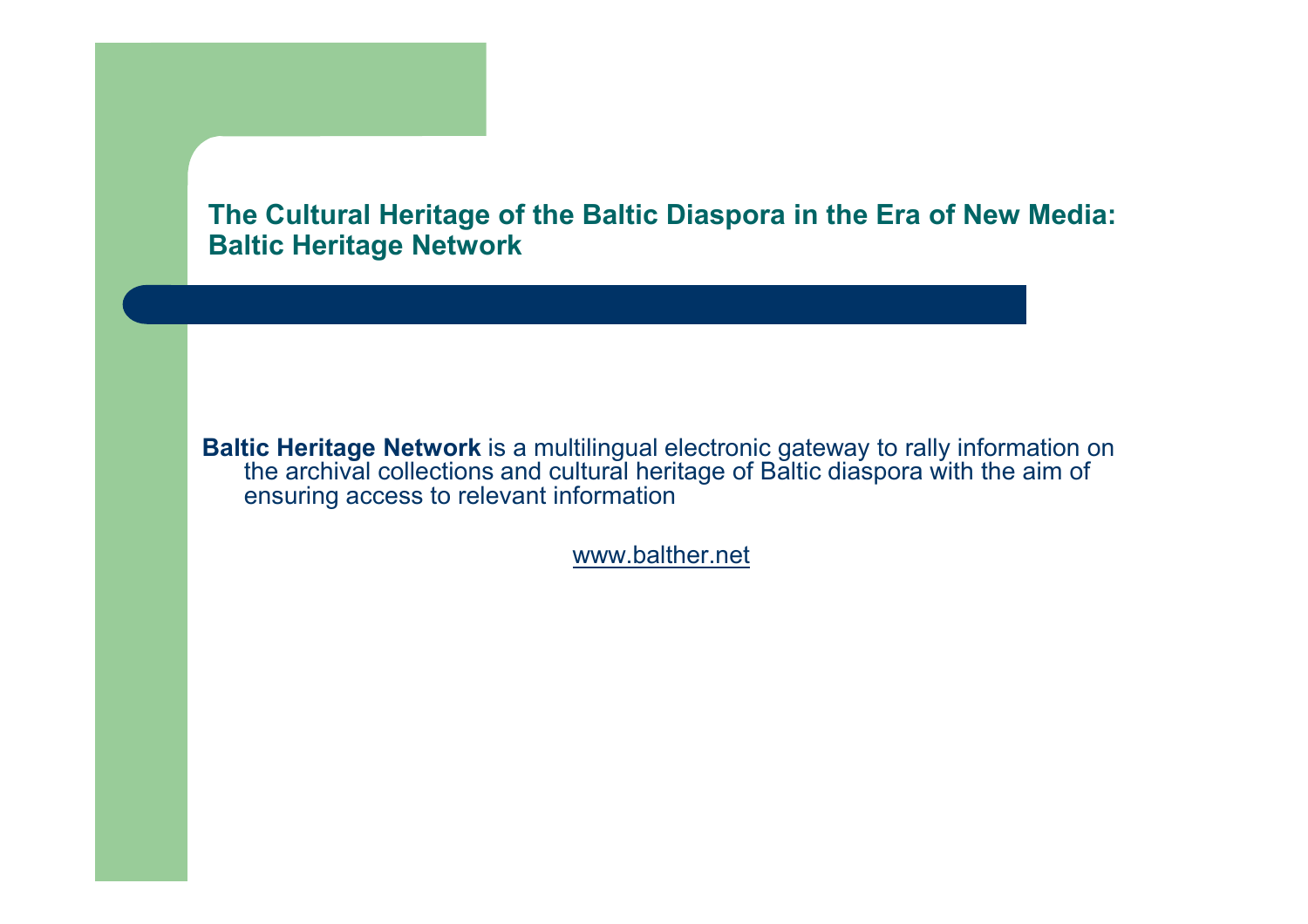## The Cultural Heritage of the Baltic Diaspora in the Era of New Media: Baltic Heritage Network

**Baltic Heritage Network** is a multilingual electronic gateway to rally information on the archival collections and cultural heritage of Baltic diaspora with the aim of ensuring access to relevant information

www.balther.net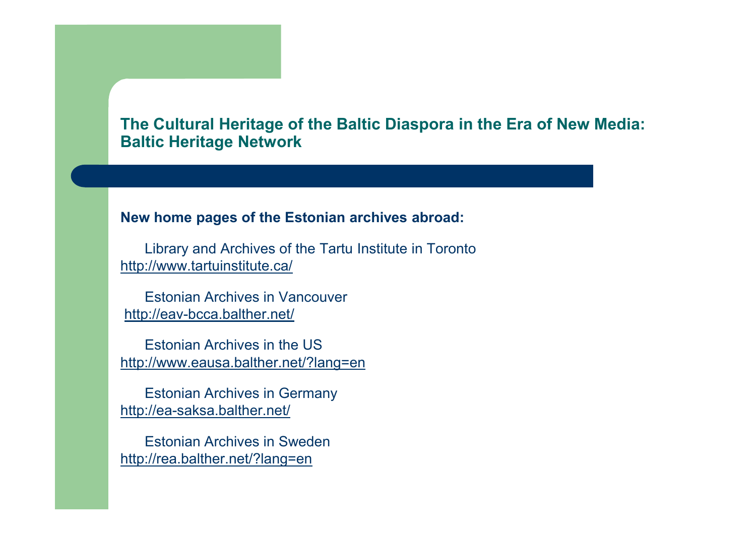## The Cultural Heritage of the Baltic Diaspora in the Era of New Media: Baltic Heritage Network

**New home pages of the Estonian archives abroad:**

Library and Archives of the Tartu Institute in Toronto
http://www.tartuinstitute.ca/

Estonian Archives in Vancouver
http://eav-bcca.balther.net/

Estonian Archives in the US
http://www.eausa.balther.net/?lang=en

Estonian Archives in Germany
http://ea-saksa.balther.net/

Estonian Archives in Sweden
http://rea.balther.net/?lang=en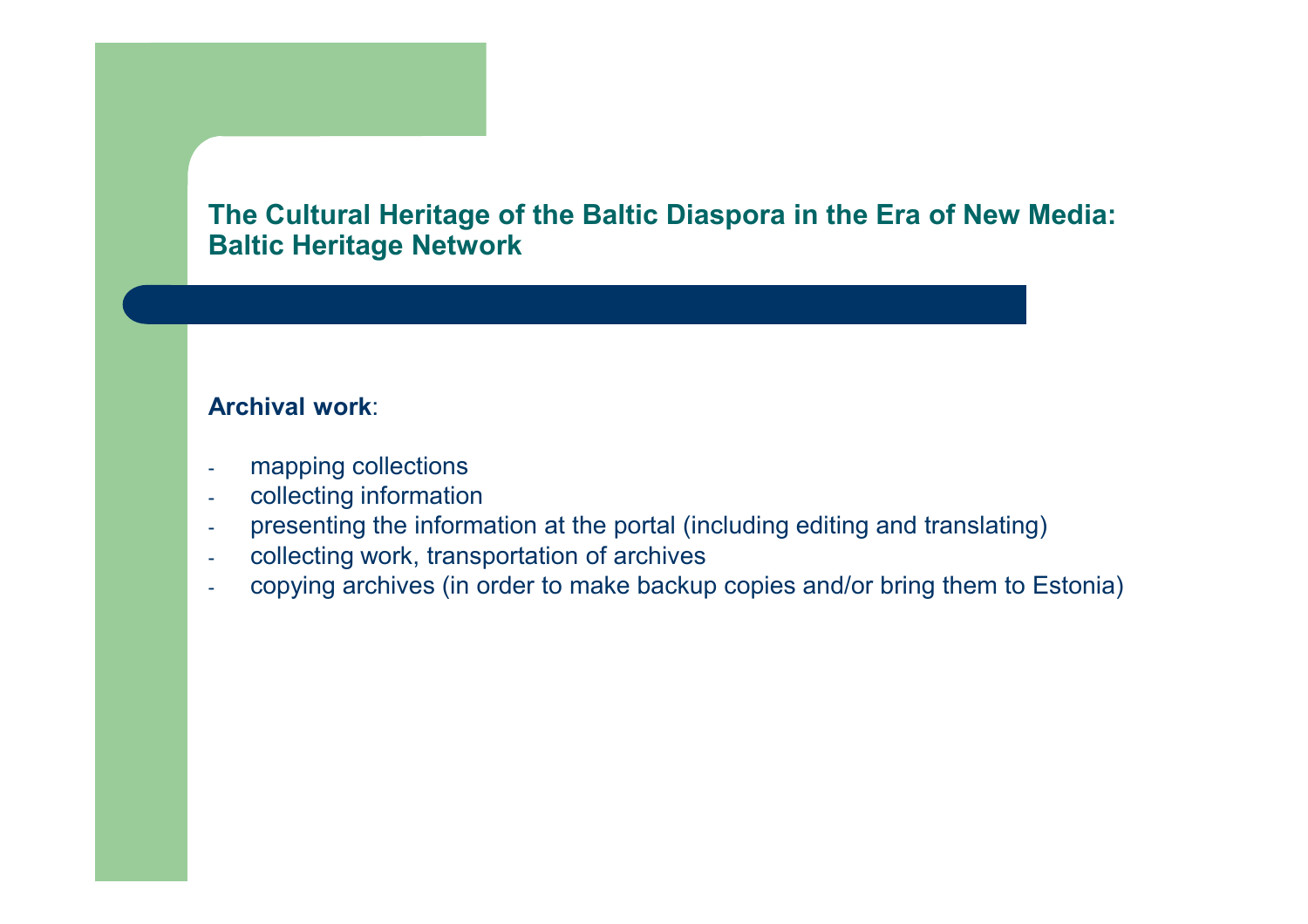## The Cultural Heritage of the Baltic Diaspora in the Era of New Media: Baltic Heritage Network

**Archival work**:

- mapping collections
- collecting information
- presenting the information at the portal (including editing and translating)
- collecting work, transportation of archives
- copying archives (in order to make backup copies and/or bring them to Estonia)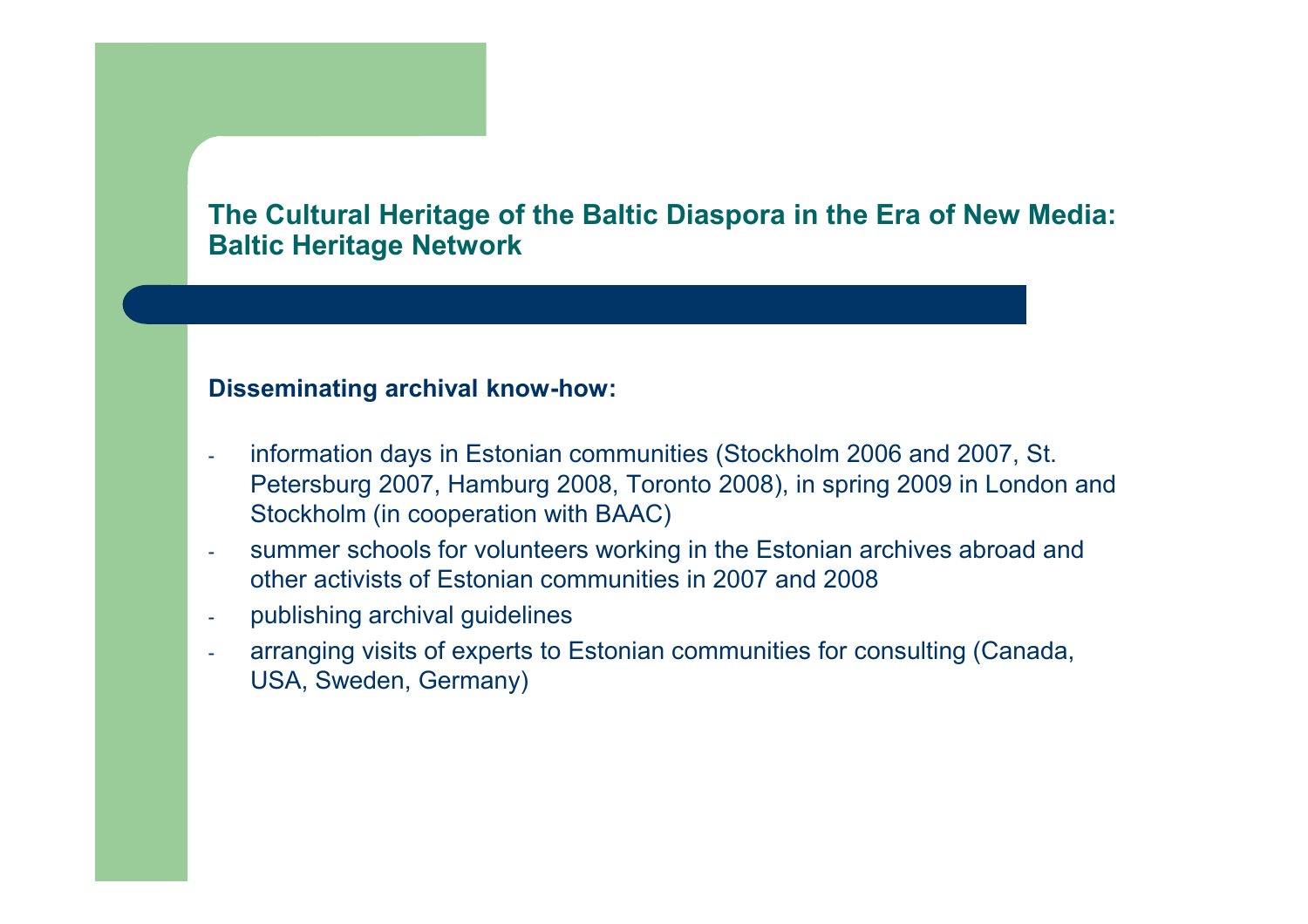## The Cultural Heritage of the Baltic Diaspora in the Era of New Media: Baltic Heritage Network

**Disseminating archival know-how:**

- information days in Estonian communities (Stockholm 2006 and 2007, St. Petersburg 2007, Hamburg 2008, Toronto 2008), in spring 2009 in London and Stockholm (in cooperation with BAAC)
- summer schools for volunteers working in the Estonian archives abroad and other activists of Estonian communities in 2007 and 2008
- publishing archival guidelines
- arranging visits of experts to Estonian communities for consulting (Canada, USA, Sweden, Germany)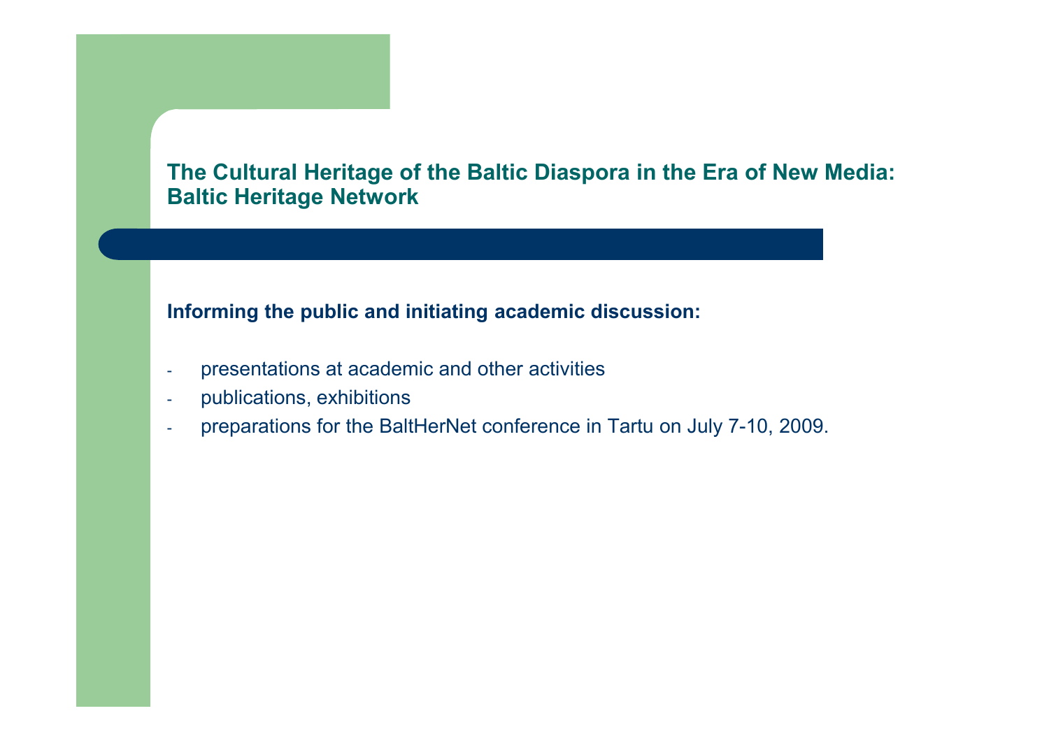## The Cultural Heritage of the Baltic Diaspora in the Era of New Media: Baltic Heritage Network

**Informing the public and initiating academic discussion:**

- presentations at academic and other activities
- publications, exhibitions
- preparations for the BaltHerNet conference in Tartu on July 7-10, 2009.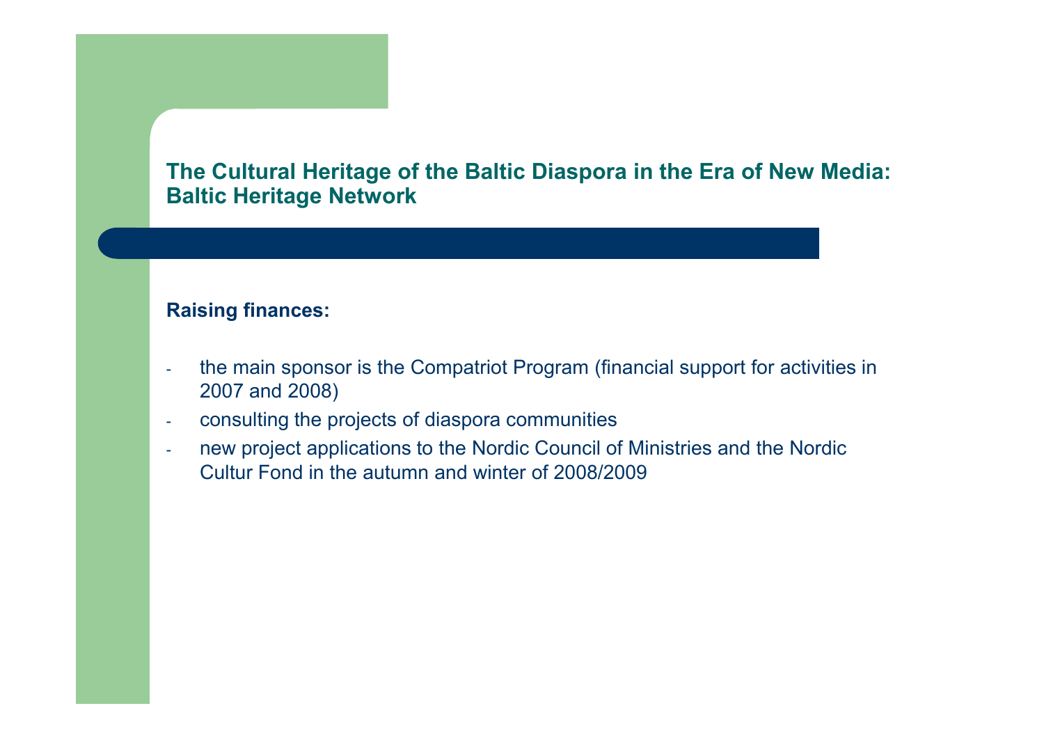## The Cultural Heritage of the Baltic Diaspora in the Era of New Media: Baltic Heritage Network

**Raising finances:**

- the main sponsor is the Compatriot Program (financial support for activities in 2007 and 2008)
- consulting the projects of diaspora communities
- new project applications to the Nordic Council of Ministries and the Nordic Cultur Fond in the autumn and winter of 2008/2009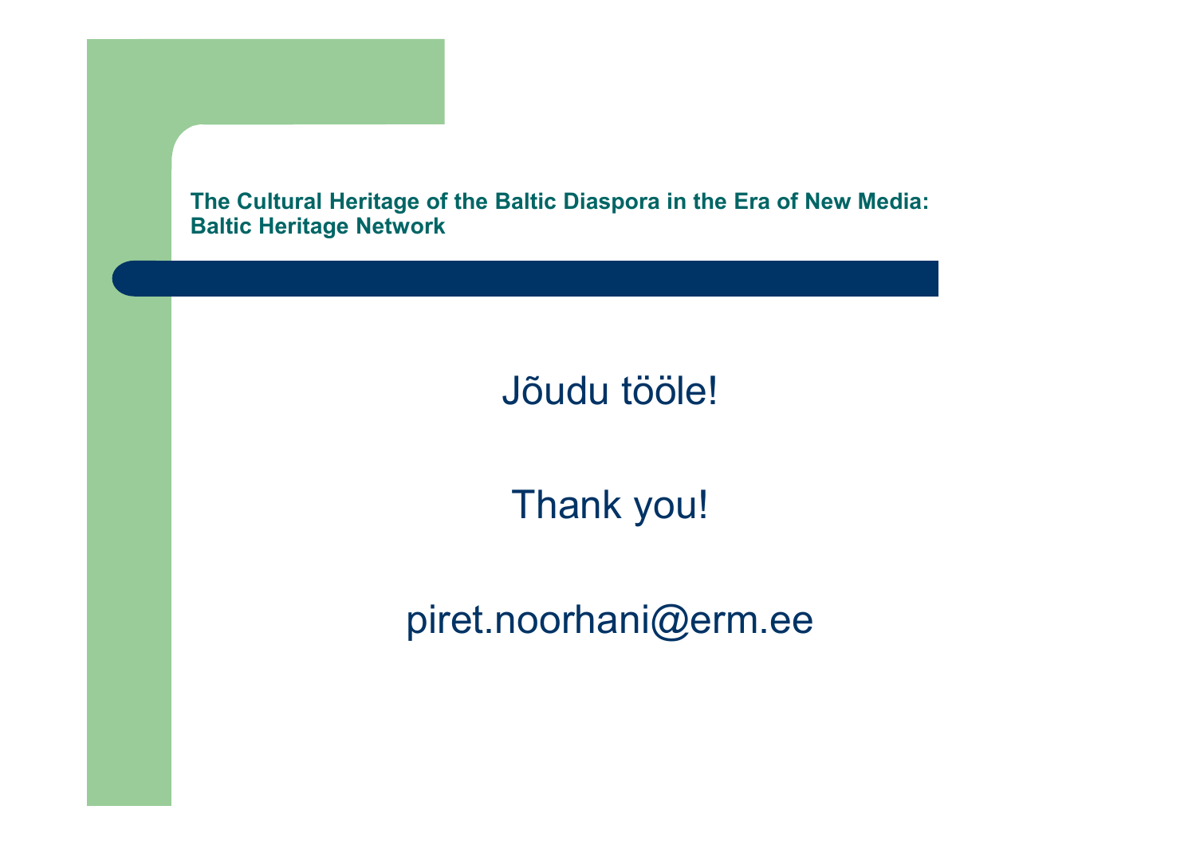**The Cultural Heritage of the Baltic Diaspora in the Era of New Media: Baltic Heritage Network**

Jõudu tööle!

Thank you!

piret.noorhani@erm.ee